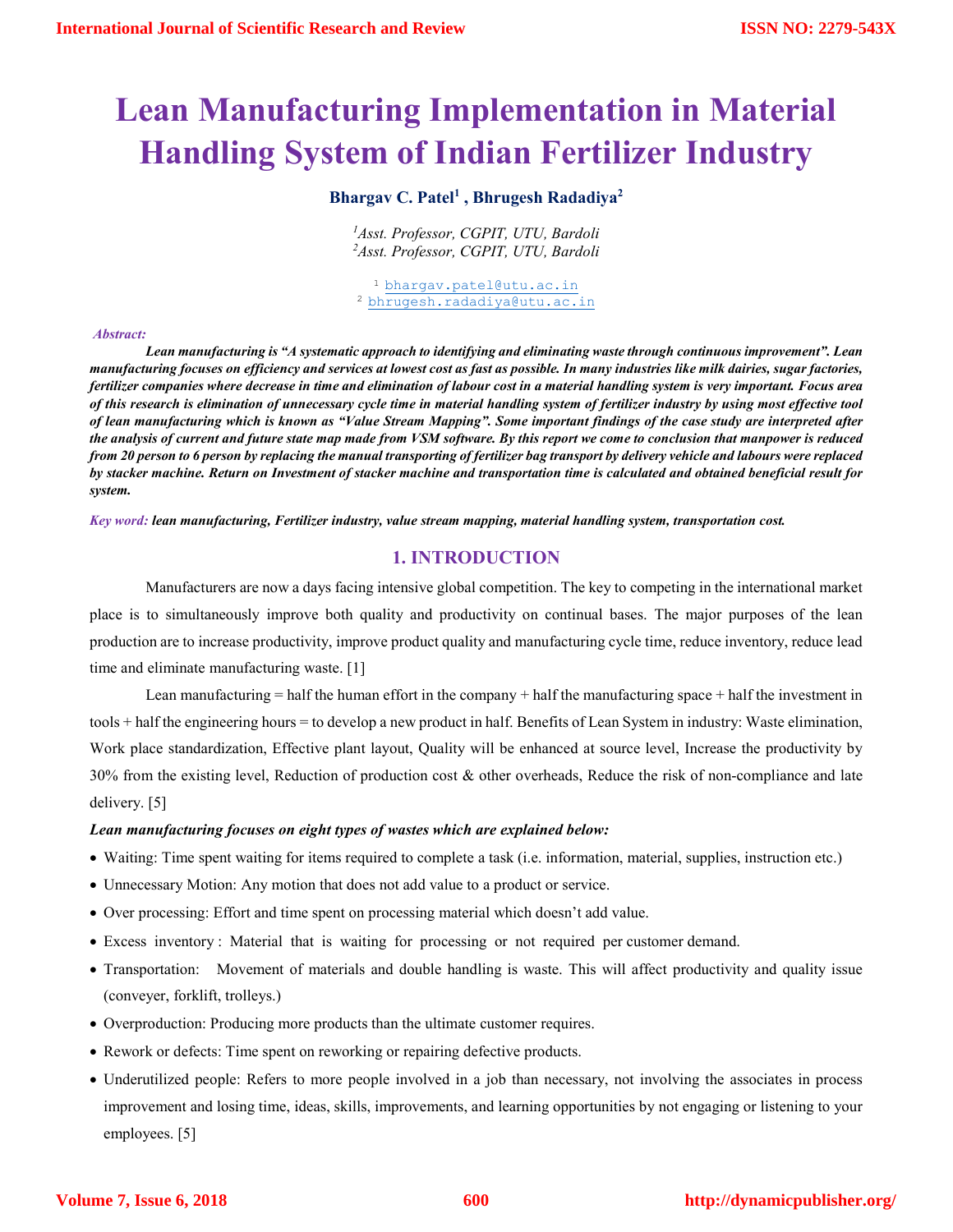# Lean Manufacturing Implementation in Material Handling System of Indian Fertilizer Industry

**Bhargav C. Patel[1] , Bhrugesh Radadiya[2]**

[1]*Asst. Professor, CGPIT, UTU, Bardoli*
[2]*Asst. Professor, CGPIT, UTU, Bardoli*

[1] bhargav.patel@utu.ac.in
[2] bhrugesh.radadiya@utu.ac.in

***Abstract:***

***Lean manufacturing is "A systematic approach to identifying and eliminating waste through continuous improvement". Lean manufacturing focuses on efficiency and services at lowest cost as fast as possible. In many industries like milk dairies, sugar factories, fertilizer companies where decrease in time and elimination of labour cost in a material handling system is very important. Focus area of this research is elimination of unnecessary cycle time in material handling system of fertilizer industry by using most effective tool of lean manufacturing which is known as "Value Stream Mapping". Some important findings of the case study are interpreted after the analysis of current and future state map made from VSM software. By this report we come to conclusion that manpower is reduced from 20 person to 6 person by replacing the manual transporting of fertilizer bag transport by delivery vehicle and labours were replaced by stacker machine. Return on Investment of stacker machine and transportation time is calculated and obtained beneficial result for system.***

*Key word:* ***lean manufacturing, Fertilizer industry, value stream mapping, material handling system, transportation cost.***

## 1. INTRODUCTION

Manufacturers are now a days facing intensive global competition. The key to competing in the international market place is to simultaneously improve both quality and productivity on continual bases. The major purposes of the lean production are to increase productivity, improve product quality and manufacturing cycle time, reduce inventory, reduce lead time and eliminate manufacturing waste. [1]

Lean manufacturing = half the human effort in the company + half the manufacturing space + half the investment in tools + half the engineering hours = to develop a new product in half. Benefits of Lean System in industry: Waste elimination, Work place standardization, Effective plant layout, Quality will be enhanced at source level, Increase the productivity by 30% from the existing level, Reduction of production cost & other overheads, Reduce the risk of non-compliance and late delivery. [5]

***Lean manufacturing focuses on eight types of wastes which are explained below:***

- Waiting: Time spent waiting for items required to complete a task (i.e. information, material, supplies, instruction etc.)
- Unnecessary Motion: Any motion that does not add value to a product or service.
- Over processing: Effort and time spent on processing material which doesn't add value.
- Excess inventory : Material that is waiting for processing or not required per customer demand.
- Transportation: Movement of materials and double handling is waste. This will affect productivity and quality issue (conveyer, forklift, trolleys.)
- Overproduction: Producing more products than the ultimate customer requires.
- Rework or defects: Time spent on reworking or repairing defective products.
- Underutilized people: Refers to more people involved in a job than necessary, not involving the associates in process improvement and losing time, ideas, skills, improvements, and learning opportunities by not engaging or listening to your employees. [5]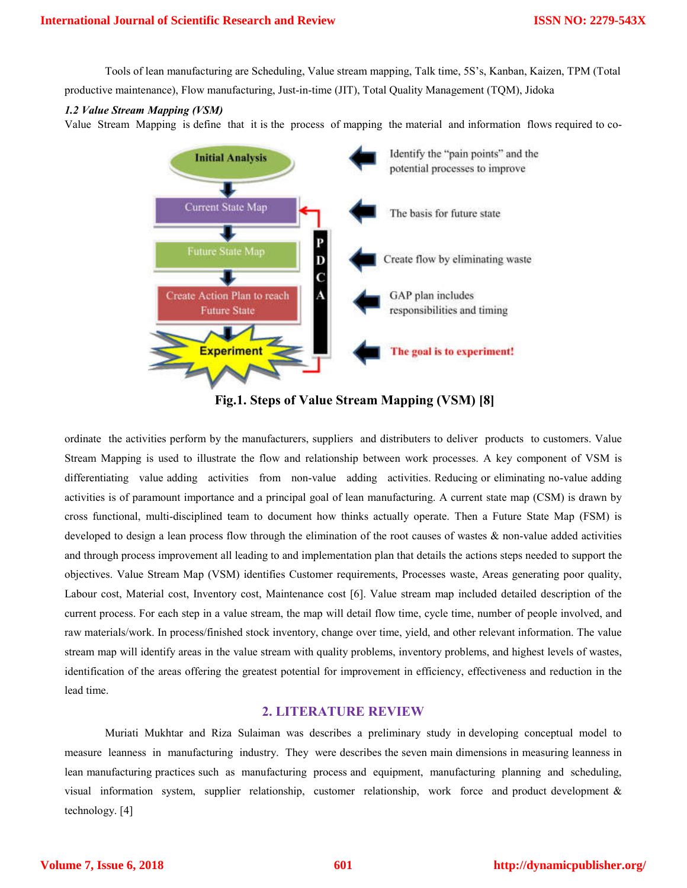Tools of lean manufacturing are Scheduling, Value stream mapping, Talk time, 5S's, Kanban, Kaizen, TPM (Total productive maintenance), Flow manufacturing, Just-in-time (JIT), Total Quality Management (TQM), Jidoka

### *1.2 Value Stream Mapping (VSM)*

Value Stream Mapping is define that it is the process of mapping the material and information flows required to co-ordinate the activities perform by the manufacturers, suppliers and distributors to deliver products to customers. Value Stream Mapping is used to illustrate the flow and relationship between work processes. A key component of VSM is differentiating value adding activities from non-value adding activities. Reducing or eliminating no-value adding activities is of paramount importance and a principal goal of lean manufacturing. A current state map (CSM) is drawn by cross functional, multi-disciplined team to document how thinks actually operate. Then a Future State Map (FSM) is developed to design a lean process flow through the elimination of the root causes of wastes & non-value added activities and through process improvement all leading to and implementation plan that details the actions steps needed to support the objectives. Value Stream Map (VSM) identifies Customer requirements, Processes waste, Areas generating poor quality, Labour cost, Material cost, Inventory cost, Maintenance cost [6]. Value stream map included detailed description of the current process. For each step in a value stream, the map will detail flow time, cycle time, number of people involved, and raw materials/work. In process/finished stock inventory, change over time, yield, and other relevant information. The value stream map will identify areas in the value stream with quality problems, inventory problems, and highest levels of wastes, identification of the areas offering the greatest potential for improvement in efficiency, effectiveness and reduction in the lead time.

**Fig.1. Steps of Value Stream Mapping (VSM) [8]**

## 2. LITERATURE REVIEW

Muriati Mukhtar and Riza Sulaiman was describes a preliminary study in developing conceptual model to measure leanness in manufacturing industry. They were describes the seven main dimensions in measuring leanness in lean manufacturing practices such as manufacturing process and equipment, manufacturing planning and scheduling, visual information system, supplier relationship, customer relationship, work force and product development & technology. [4]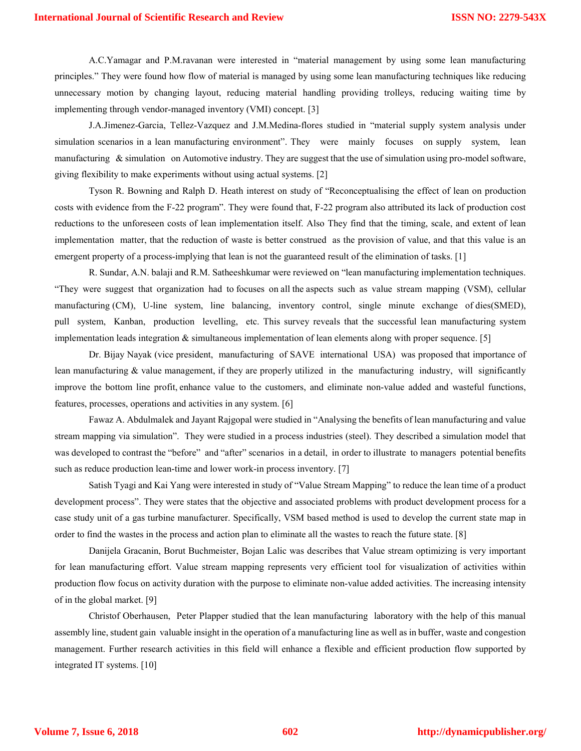A.C.Yamagar and P.M.ravanan were interested in "material management by using some lean manufacturing principles." They were found how flow of material is managed by using some lean manufacturing techniques like reducing unnecessary motion by changing layout, reducing material handling providing trolleys, reducing waiting time by implementing through vendor-managed inventory (VMI) concept. [3]

J.A.Jimenez-Garcia, Tellez-Vazquez and J.M.Medina-flores studied in "material supply system analysis under simulation scenarios in a lean manufacturing environment". They were mainly focuses on supply system, lean manufacturing & simulation on Automotive industry. They are suggest that the use of simulation using pro-model software, giving flexibility to make experiments without using actual systems. [2]

Tyson R. Bowning and Ralph D. Heath interest on study of "Reconceptualising the effect of lean on production costs with evidence from the F-22 program". They were found that, F-22 program also attributed its lack of production cost reductions to the unforeseen costs of lean implementation itself. Also They find that the timing, scale, and extent of lean implementation matter, that the reduction of waste is better construed as the provision of value, and that this value is an emergent property of a process-implying that lean is not the guaranteed result of the elimination of tasks. [1]

R. Sundar, A.N. balaji and R.M. Satheeshkumar were reviewed on "lean manufacturing implementation techniques. "They were suggest that organization had to focuses on all the aspects such as value stream mapping (VSM), cellular manufacturing (CM), U-line system, line balancing, inventory control, single minute exchange of dies(SMED), pull system, Kanban, production levelling, etc. This survey reveals that the successful lean manufacturing system implementation leads integration & simultaneous implementation of lean elements along with proper sequence. [5]

Dr. Bijay Nayak (vice president, manufacturing of SAVE international USA) was proposed that importance of lean manufacturing & value management, if they are properly utilized in the manufacturing industry, will significantly improve the bottom line profit, enhance value to the customers, and eliminate non-value added and wasteful functions, features, processes, operations and activities in any system. [6]

Fawaz A. Abdulmalek and Jayant Rajgopal were studied in "Analysing the benefits of lean manufacturing and value stream mapping via simulation". They were studied in a process industries (steel). They described a simulation model that was developed to contrast the "before" and "after" scenarios in a detail, in order to illustrate to managers potential benefits such as reduce production lean-time and lower work-in process inventory. [7]

Satish Tyagi and Kai Yang were interested in study of "Value Stream Mapping" to reduce the lean time of a product development process". They were states that the objective and associated problems with product development process for a case study unit of a gas turbine manufacturer. Specifically, VSM based method is used to develop the current state map in order to find the wastes in the process and action plan to eliminate all the wastes to reach the future state. [8]

Danijela Gracanin, Borut Buchmeister, Bojan Lalic was describes that Value stream optimizing is very important for lean manufacturing effort. Value stream mapping represents very efficient tool for visualization of activities within production flow focus on activity duration with the purpose to eliminate non-value added activities. The increasing intensity of in the global market. [9]

Christof Oberhausen, Peter Plapper studied that the lean manufacturing laboratory with the help of this manual assembly line, student gain valuable insight in the operation of a manufacturing line as well as in buffer, waste and congestion management. Further research activities in this field will enhance a flexible and efficient production flow supported by integrated IT systems. [10]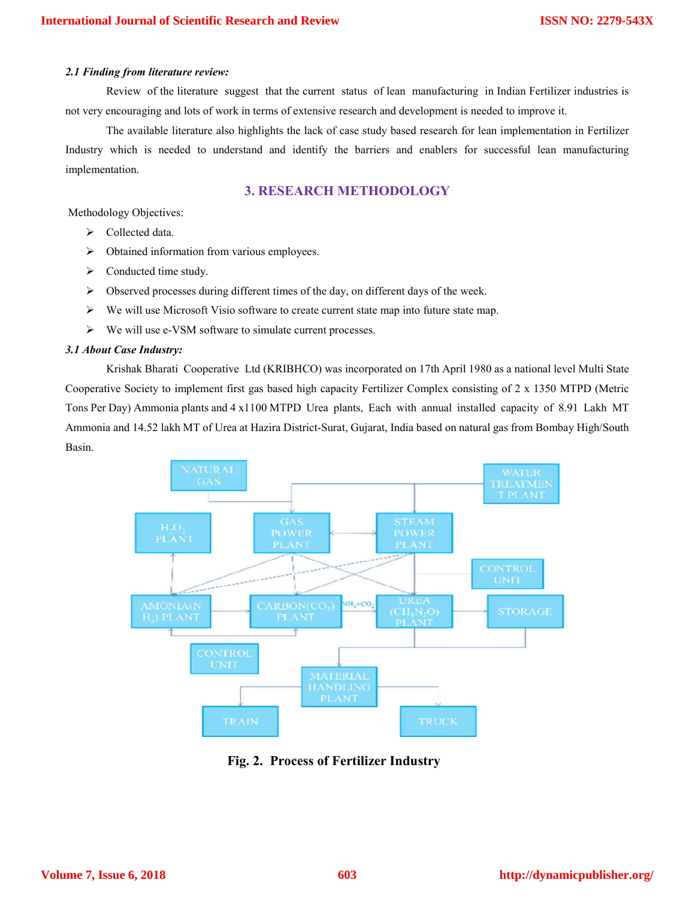*2.1 Finding from literature review:*

Review of the literature suggest that the current status of lean manufacturing in Indian Fertilizer industries is not very encouraging and lots of work in terms of extensive research and development is needed to improve it.

The available literature also highlights the lack of case study based research for lean implementation in Fertilizer Industry which is needed to understand and identify the barriers and enablers for successful lean manufacturing implementation.

## 3. RESEARCH METHODOLOGY

Methodology Objectives:

- Collected data.
- Obtained information from various employees.
- Conducted time study.
- Observed processes during different times of the day, on different days of the week.
- We will use Microsoft Visio software to create current state map into future state map.
- We will use e-VSM software to simulate current processes.

*3.1 About Case Industry:*

Krishak Bharati Cooperative Ltd (KRIBHCO) was incorporated on 17th April 1980 as a national level Multi State Cooperative Society to implement first gas based high capacity Fertilizer Complex consisting of 2 x 1350 MTPD (Metric Tons Per Day) Ammonia plants and 4 x1100 MTPD Urea plants, Each with annual installed capacity of 8.91 Lakh MT Ammonia and 14.52 lakh MT of Urea at Hazira District-Surat, Gujarat, India based on natural gas from Bombay High/South Basin.

**Fig. 2. Process of Fertilizer Industry**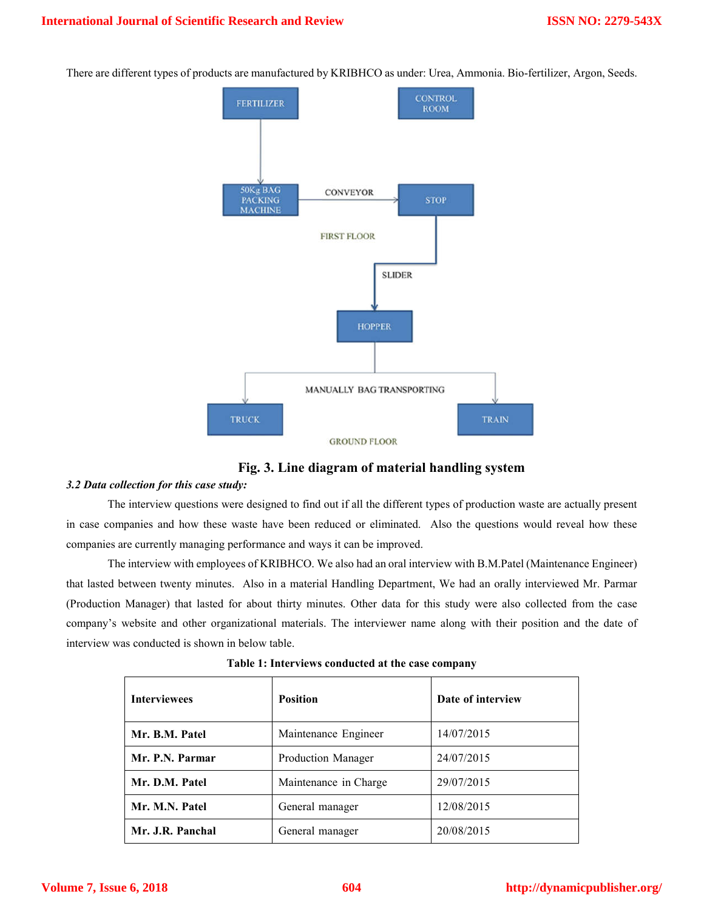There are different types of products are manufactured by KRIBHCO as under: Urea, Ammonia. Bio-fertilizer, Argon, Seeds.

FERTILIZER

CONTROL ROOM

50Kg BAG PACKING MACHINE

CONVEYOR

STOP

FIRST FLOOR

SLIDER

HOPPER

MANUALLY BAG TRANSPORTING

TRUCK

TRAIN

GROUND FLOOR

**Fig. 3. Line diagram of material handling system**

***3.2 Data collection for this case study:***

The interview questions were designed to find out if all the different types of production waste are actually present in case companies and how these waste have been reduced or eliminated. Also the questions would reveal how these companies are currently managing performance and ways it can be improved.

The interview with employees of KRIBHCO. We also had an oral interview with B.M.Patel (Maintenance Engineer) that lasted between twenty minutes. Also in a material Handling Department, We had an orally interviewed Mr. Parmar (Production Manager) that lasted for about thirty minutes. Other data for this study were also collected from the case company's website and other organizational materials. The interviewer name along with their position and the date of interview was conducted is shown in below table.

**Table 1: Interviews conducted at the case company**

| **Interviewees** | **Position** | **Date of interview** |
|---|---|---|
| **Mr. B.M. Patel** | Maintenance Engineer | 14/07/2015 |
| **Mr. P.N. Parmar** | Production Manager | 24/07/2015 |
| **Mr. D.M. Patel** | Maintenance in Charge | 29/07/2015 |
| **Mr. M.N. Patel** | General manager | 12/08/2015 |
| **Mr. J.R. Panchal** | General manager | 20/08/2015 |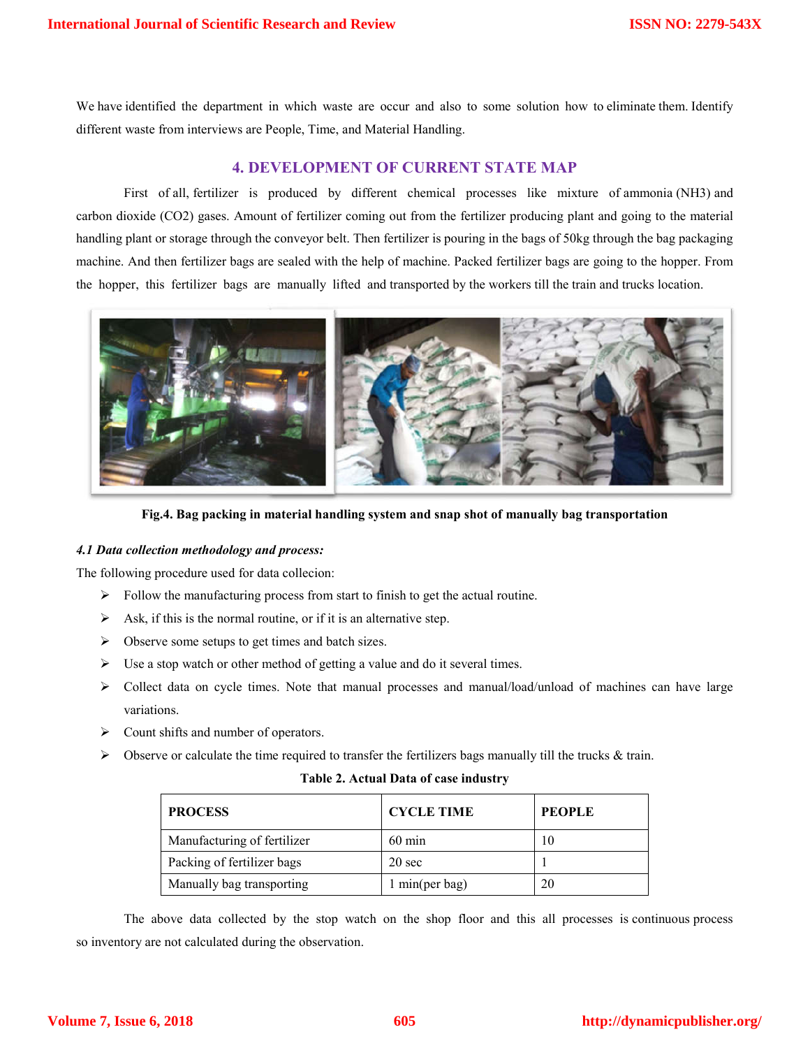We have identified the department in which waste are occur and also to some solution how to eliminate them. Identify different waste from interviews are People, Time, and Material Handling.

## 4. DEVELOPMENT OF CURRENT STATE MAP

First of all, fertilizer is produced by different chemical processes like mixture of ammonia ($NH_3$) and carbon dioxide ($CO_2$) gases. Amount of fertilizer coming out from the fertilizer producing plant and going to the material handling plant or storage through the conveyor belt. Then fertilizer is pouring in the bags of 50kg through the bag packaging machine. And then fertilizer bags are sealed with the help of machine. Packed fertilizer bags are going to the hopper. From the hopper, this fertilizer bags are manually lifted and transported by the workers till the train and trucks location.

**Fig.4. Bag packing in material handling system and snap shot of manually bag transportation**

### *4.1 Data collection methodology and process:*

The following procedure used for data collecion:

- Follow the manufacturing process from start to finish to get the actual routine.
- Ask, if this is the normal routine, or if it is an alternative step.
- Observe some setups to get times and batch sizes.
- Use a stop watch or other method of getting a value and do it several times.
- Collect data on cycle times. Note that manual processes and manual/load/unload of machines can have large variations.
- Count shifts and number of operators.
- Observe or calculate the time required to transfer the fertilizers bags manually till the trucks & train.

**Table 2. Actual Data of case industry**

| PROCESS | CYCLE TIME | PEOPLE |
|---|---|---|
| Manufacturing of fertilizer | 60 min | 10 |
| Packing of fertilizer bags | 20 sec | 1 |
| Manually bag transporting | 1 min(per bag) | 20 |

The above data collected by the stop watch on the shop floor and this all processes is continuous process so inventory are not calculated during the observation.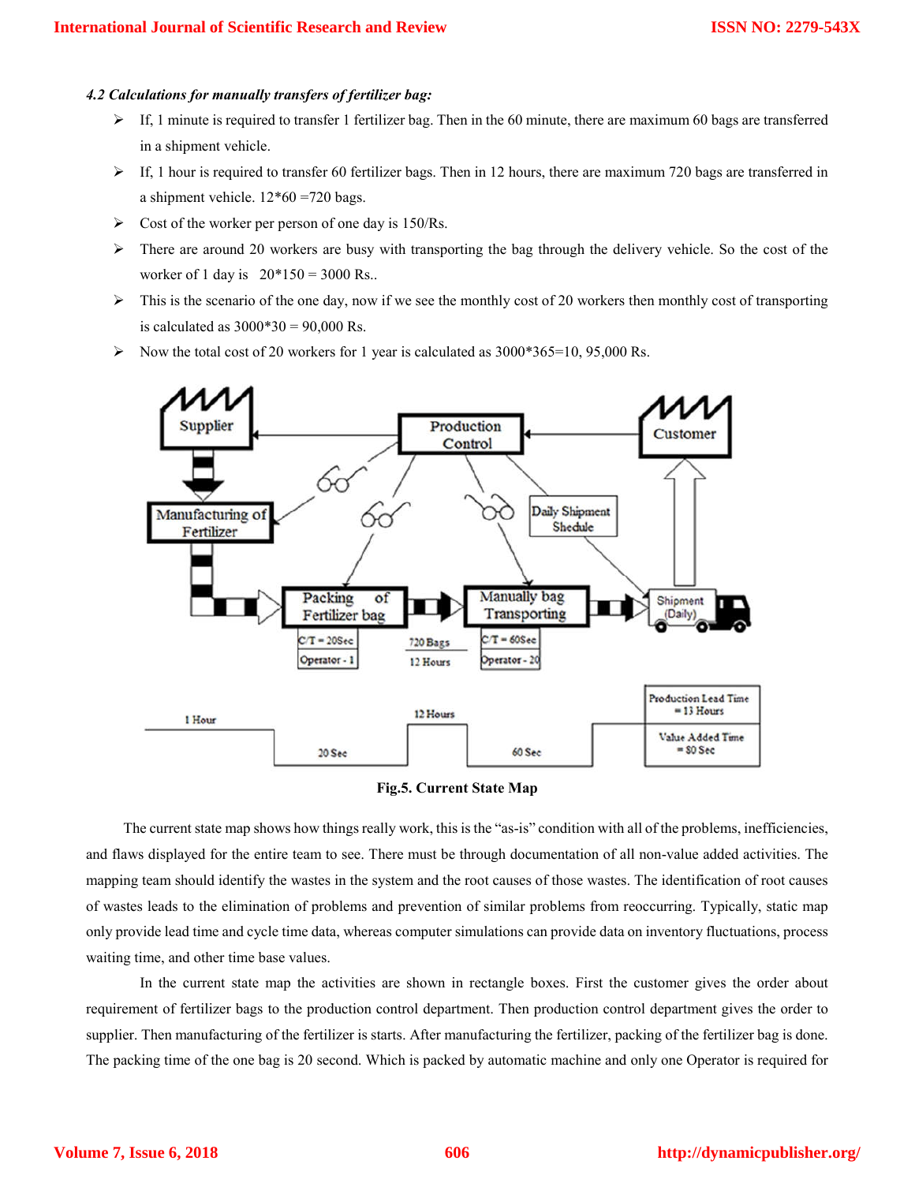*4.2 Calculations for manually transfers of fertilizer bag:*

- If, 1 minute is required to transfer 1 fertilizer bag. Then in the 60 minute, there are maximum 60 bags are transferred in a shipment vehicle.
- If, 1 hour is required to transfer 60 fertilizer bags. Then in 12 hours, there are maximum 720 bags are transferred in a shipment vehicle. 12*60 =720 bags.
- Cost of the worker per person of one day is 150/Rs.
- There are around 20 workers are busy with transporting the bag through the delivery vehicle. So the cost of the worker of 1 day is 20*150 = 3000 Rs..
- This is the scenario of the one day, now if we see the monthly cost of 20 workers then monthly cost of transporting is calculated as 3000*30 = 90,000 Rs.
- Now the total cost of 20 workers for 1 year is calculated as 3000*365=10, 95,000 Rs.

**Fig.5. Current State Map**

The current state map shows how things really work, this is the "as-is" condition with all of the problems, inefficiencies, and flaws displayed for the entire team to see. There must be through documentation of all non-value added activities. The mapping team should identify the wastes in the system and the root causes of those wastes. The identification of root causes of wastes leads to the elimination of problems and prevention of similar problems from reoccurring. Typically, static map only provide lead time and cycle time data, whereas computer simulations can provide data on inventory fluctuations, process waiting time, and other time base values.

In the current state map the activities are shown in rectangle boxes. First the customer gives the order about requirement of fertilizer bags to the production control department. Then production control department gives the order to supplier. Then manufacturing of the fertilizer is starts. After manufacturing the fertilizer, packing of the fertilizer bag is done. The packing time of the one bag is 20 second. Which is packed by automatic machine and only one Operator is required for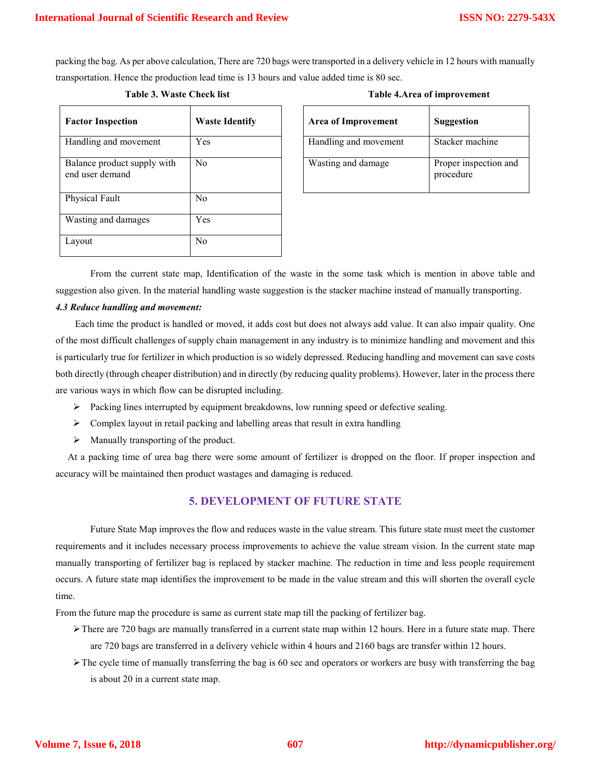packing the bag. As per above calculation, There are 720 bags were transported in a delivery vehicle in 12 hours with manually transportation. Hence the production lead time is 13 hours and value added time is 80 sec.

**Table 3. Waste Check list**

| Factor Inspection | Waste Identify |
|---|---|
| Handling and movement | Yes |
| Balance product supply with end user demand | No |
| Physical Fault | No |
| Wasting and damages | Yes |
| Layout | No |

**Table 4.Area of improvement**

| Area of Improvement | Suggestion |
|---|---|
| Handling and movement | Stacker machine |
| Wasting and damage | Proper inspection and procedure |

From the current state map, Identification of the waste in the some task which is mention in above table and suggestion also given. In the material handling waste suggestion is the stacker machine instead of manually transporting.

***4.3 Reduce handling and movement:***

Each time the product is handled or moved, it adds cost but does not always add value. It can also impair quality. One of the most difficult challenges of supply chain management in any industry is to minimize handling and movement and this is particularly true for fertilizer in which production is so widely depressed. Reducing handling and movement can save costs both directly (through cheaper distribution) and in directly (by reducing quality problems). However, later in the process there are various ways in which flow can be disrupted including.

- Packing lines interrupted by equipment breakdowns, low running speed or defective sealing.
- Complex layout in retail packing and labelling areas that result in extra handling
- Manually transporting of the product.

At a packing time of urea bag there were some amount of fertilizer is dropped on the floor. If proper inspection and accuracy will be maintained then product wastages and damaging is reduced.

## 5. DEVELOPMENT OF FUTURE STATE

Future State Map improves the flow and reduces waste in the value stream. This future state must meet the customer requirements and it includes necessary process improvements to achieve the value stream vision. In the current state map manually transporting of fertilizer bag is replaced by stacker machine. The reduction in time and less people requirement occurs. A future state map identifies the improvement to be made in the value stream and this will shorten the overall cycle time.

From the future map the procedure is same as current state map till the packing of fertilizer bag.

- There are 720 bags are manually transferred in a current state map within 12 hours. Here in a future state map. There are 720 bags are transferred in a delivery vehicle within 4 hours and 2160 bags are transfer within 12 hours.
- The cycle time of manually transferring the bag is 60 sec and operators or workers are busy with transferring the bag is about 20 in a current state map.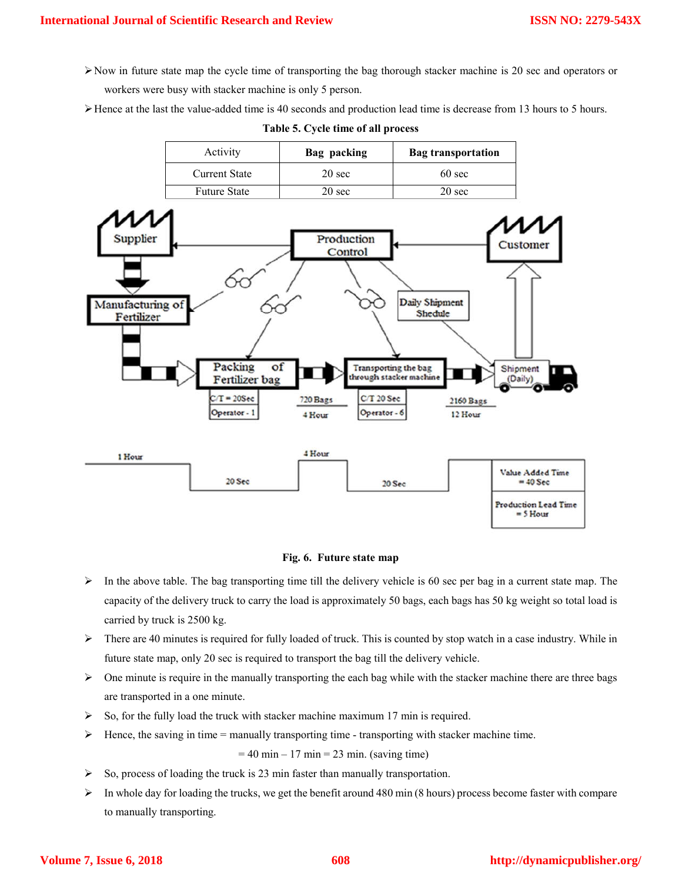- Now in future state map the cycle time of transporting the bag thorough stacker machine is 20 sec and operators or workers were busy with stacker machine is only 5 person.
- Hence at the last the value-added time is 40 seconds and production lead time is decrease from 13 hours to 5 hours.

**Table 5. Cycle time of all process**

| Activity | **Bag packing** | **Bag transportation** |
|---|---|---|
| Current State | 20 sec | 60 sec |
| Future State | 20 sec | 20 sec |

**Fig. 6. Future state map**

- In the above table. The bag transporting time till the delivery vehicle is 60 sec per bag in a current state map. The capacity of the delivery truck to carry the load is approximately 50 bags, each bags has 50 kg weight so total load is carried by truck is 2500 kg.
- There are 40 minutes is required for fully loaded of truck. This is counted by stop watch in a case industry. While in future state map, only 20 sec is required to transport the bag till the delivery vehicle.
- One minute is require in the manually transporting the each bag while with the stacker machine there are three bags are transported in a one minute.
- So, for the fully load the truck with stacker machine maximum 17 min is required.
- Hence, the saving in time = manually transporting time - transporting with stacker machine time.

  = 40 min – 17 min = 23 min. (saving time)
- So, process of loading the truck is 23 min faster than manually transportation.
- In whole day for loading the trucks, we get the benefit around 480 min (8 hours) process become faster with compare to manually transporting.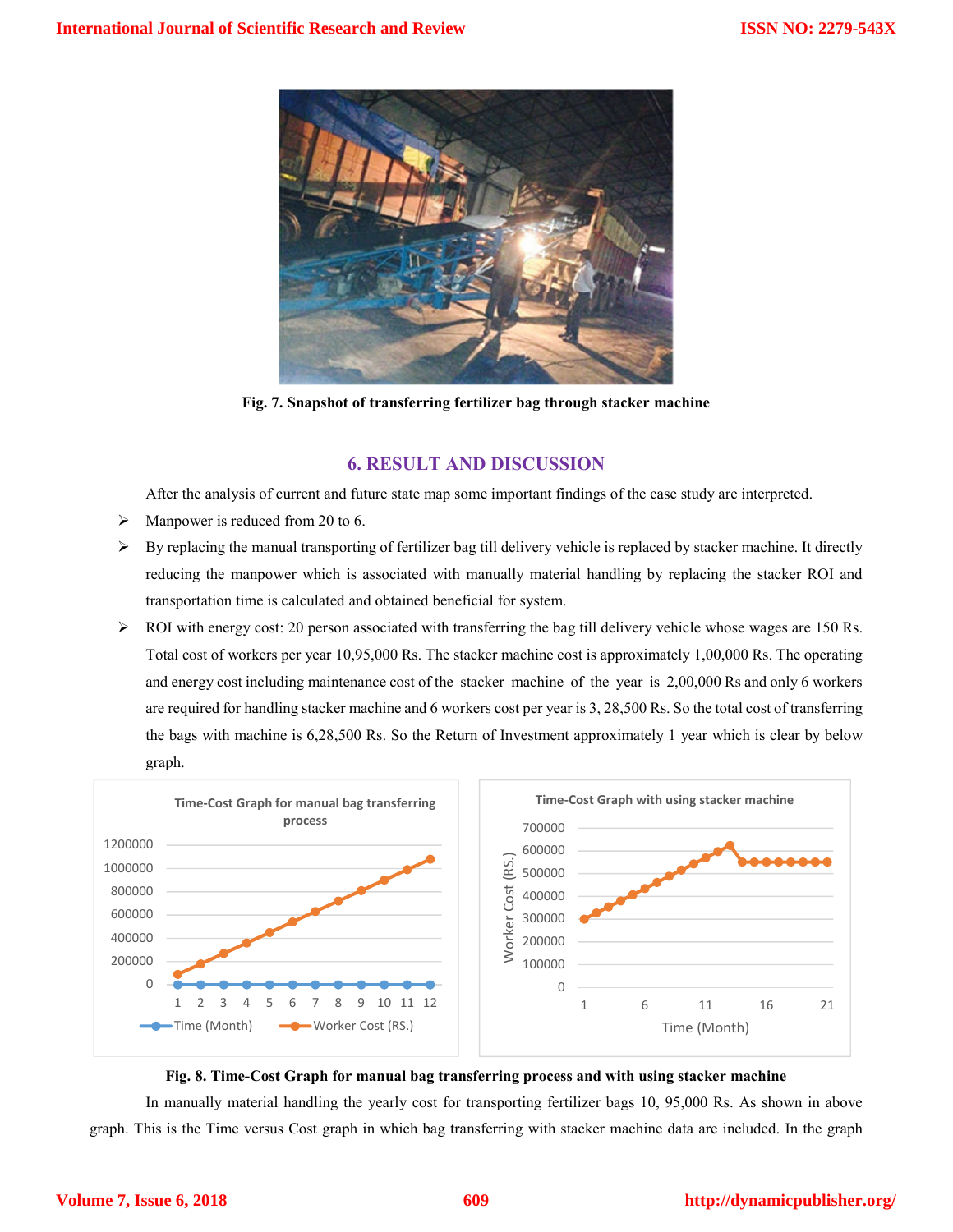Fig. 7. Snapshot of transferring fertilizer bag through stacker machine

## 6. RESULT AND DISCUSSION

After the analysis of current and future state map some important findings of the case study are interpreted.

- Manpower is reduced from 20 to 6.
- By replacing the manual transporting of fertilizer bag till delivery vehicle is replaced by stacker machine. It directly reducing the manpower which is associated with manually material handling by replacing the stacker ROI and transportation time is calculated and obtained beneficial for system.
- ROI with energy cost: 20 person associated with transferring the bag till delivery vehicle whose wages are 150 Rs. Total cost of workers per year 10,95,000 Rs. The stacker machine cost is approximately 1,00,000 Rs. The operating and energy cost including maintenance cost of the stacker machine of the year is 2,00,000 Rs and only 6 workers are required for handling stacker machine and 6 workers cost per year is 3, 28,500 Rs. So the total cost of transferring the bags with machine is 6,28,500 Rs. So the Return of Investment approximately 1 year which is clear by below graph.

Fig. 8. Time-Cost Graph for manual bag transferring process and with using stacker machine

In manually material handling the yearly cost for transporting fertilizer bags 10, 95,000 Rs. As shown in above graph. This is the Time versus Cost graph in which bag transferring with stacker machine data are included. In the graph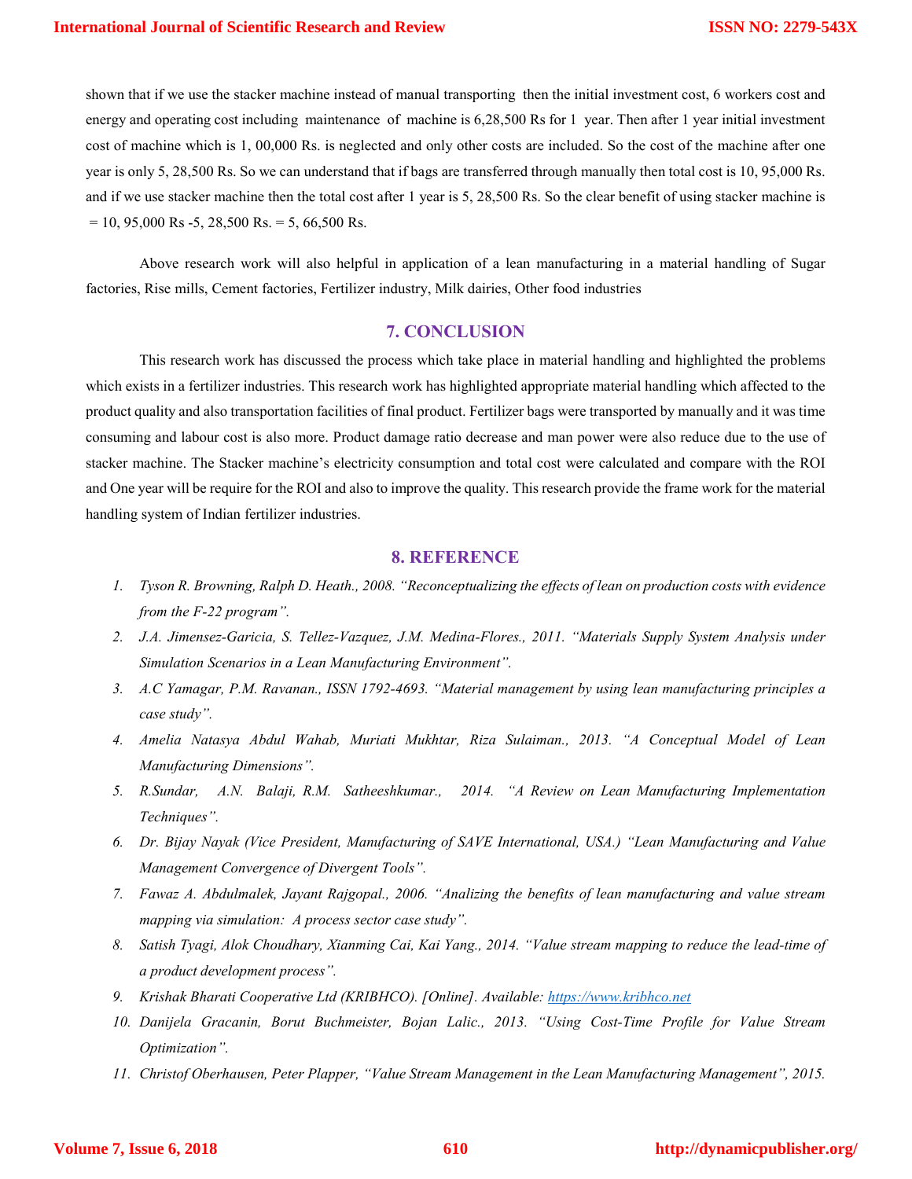shown that if we use the stacker machine instead of manual transporting then the initial investment cost, 6 workers cost and energy and operating cost including maintenance of machine is 6,28,500 Rs for 1 year. Then after 1 year initial investment cost of machine which is 1, 00,000 Rs. is neglected and only other costs are included. So the cost of the machine after one year is only 5, 28,500 Rs. So we can understand that if bags are transferred through manually then total cost is 10, 95,000 Rs. and if we use stacker machine then the total cost after 1 year is 5, 28,500 Rs. So the clear benefit of using stacker machine is = 10, 95,000 Rs -5, 28,500 Rs. = 5, 66,500 Rs.

Above research work will also helpful in application of a lean manufacturing in a material handling of Sugar factories, Rise mills, Cement factories, Fertilizer industry, Milk dairies, Other food industries

## 7. CONCLUSION

This research work has discussed the process which take place in material handling and highlighted the problems which exists in a fertilizer industries. This research work has highlighted appropriate material handling which affected to the product quality and also transportation facilities of final product. Fertilizer bags were transported by manually and it was time consuming and labour cost is also more. Product damage ratio decrease and man power were also reduce due to the use of stacker machine. The Stacker machine's electricity consumption and total cost were calculated and compare with the ROI and One year will be require for the ROI and also to improve the quality. This research provide the frame work for the material handling system of Indian fertilizer industries.

## 8. REFERENCE

1. *Tyson R. Browning, Ralph D. Heath., 2008. "Reconceptualizing the effects of lean on production costs with evidence from the F-22 program".*
2. *J.A. Jimensez-Garicia, S. Tellez-Vazquez, J.M. Medina-Flores., 2011. "Materials Supply System Analysis under Simulation Scenarios in a Lean Manufacturing Environment".*
3. *A.C Yamagar, P.M. Ravanan., ISSN 1792-4693. "Material management by using lean manufacturing principles a case study".*
4. *Amelia Natasya Abdul Wahab, Muriati Mukhtar, Riza Sulaiman., 2013. "A Conceptual Model of Lean Manufacturing Dimensions".*
5. *R.Sundar, A.N. Balaji, R.M. Satheeshkumar., 2014. "A Review on Lean Manufacturing Implementation Techniques".*
6. *Dr. Bijay Nayak (Vice President, Manufacturing of SAVE International, USA.) "Lean Manufacturing and Value Management Convergence of Divergent Tools".*
7. *Fawaz A. Abdulmalek, Jayant Rajgopal., 2006. "Analizing the benefits of lean manufacturing and value stream mapping via simulation: A process sector case study".*
8. *Satish Tyagi, Alok Choudhary, Xianming Cai, Kai Yang., 2014. "Value stream mapping to reduce the lead-time of a product development process".*
9. *Krishak Bharati Cooperative Ltd (KRIBHCO). [Online]. Available: https://www.kribhco.net*
10. *Danijela Gracanin, Borut Buchmeister, Bojan Lalic., 2013. "Using Cost-Time Profile for Value Stream Optimization".*
11. *Christof Oberhausen, Peter Plapper, "Value Stream Management in the Lean Manufacturing Management", 2015.*